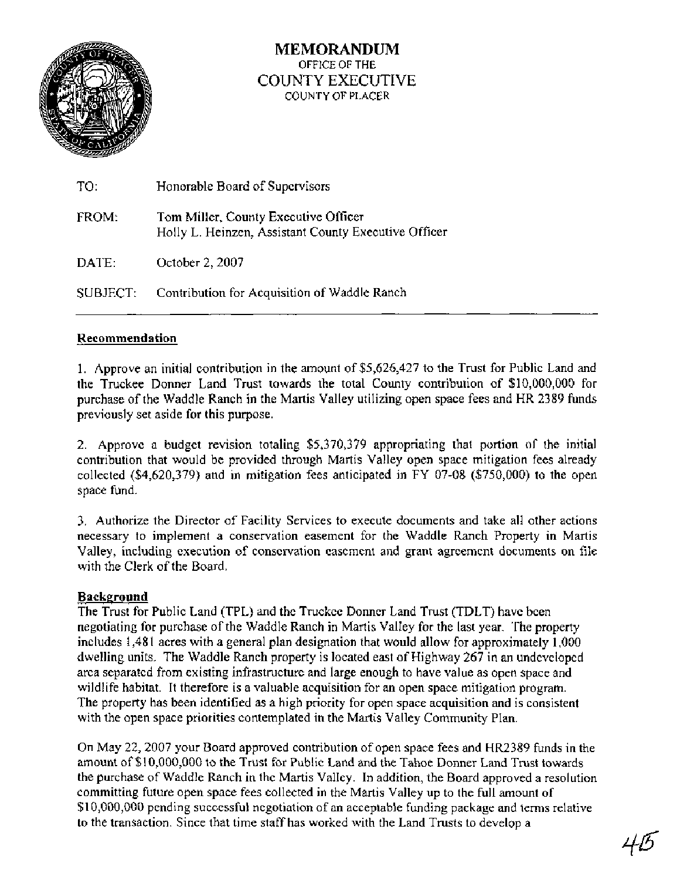# MEMORANDUM

OFFICE OF THE
COUNTY EXECUTIVE
COUNTY OF PLACER

| | |
|---|---|
| TO: | Honorable Board of Supervisors |
| FROM: | Tom Miller, County Executive Officer<br>Holly L. Heinzen, Assistant County Executive Officer |
| DATE: | October 2, 2007 |
| SUBJECT: | Contribution for Acquisition of Waddle Ranch |

## Recommendation

1. Approve an initial contribution in the amount of $5,626,427 to the Trust for Public Land and the Truckee Donner Land Trust towards the total County contribution of $10,000,000 for purchase of the Waddle Ranch in the Martis Valley utilizing open space fees and HR 2389 funds previously set aside for this purpose.

2. Approve a budget revision totaling $5,370,379 appropriating that portion of the initial contribution that would be provided through Martis Valley open space mitigation fees already collected ($4,620,379) and in mitigation fees anticipated in FY 07-08 ($750,000) to the open space fund.

3. Authorize the Director of Facility Services to execute documents and take all other actions necessary to implement a conservation easement for the Waddle Ranch Property in Martis Valley, including execution of conservation easement and grant agreement documents on file with the Clerk of the Board.

## Background

The Trust for Public Land (TPL) and the Truckee Donner Land Trust (TDLT) have been negotiating for purchase of the Waddle Ranch in Martis Valley for the last year. The property includes 1,481 acres with a general plan designation that would allow for approximately 1,000 dwelling units. The Waddle Ranch property is located east of Highway 267 in an undeveloped area separated from existing infrastructure and large enough to have value as open space and wildlife habitat. It therefore is a valuable acquisition for an open space mitigation program. The property has been identified as a high priority for open space acquisition and is consistent with the open space priorities contemplated in the Martis Valley Community Plan.

On May 22, 2007 your Board approved contribution of open space fees and HR2389 funds in the amount of $10,000,000 to the Trust for Public Land and the Tahoe Donner Land Trust towards the purchase of Waddle Ranch in the Martis Valley. In addition, the Board approved a resolution committing future open space fees collected in the Martis Valley up to the full amount of $10,000,000 pending successful negotiation of an acceptable funding package and terms relative to the transaction. Since that time staff has worked with the Land Trusts to develop a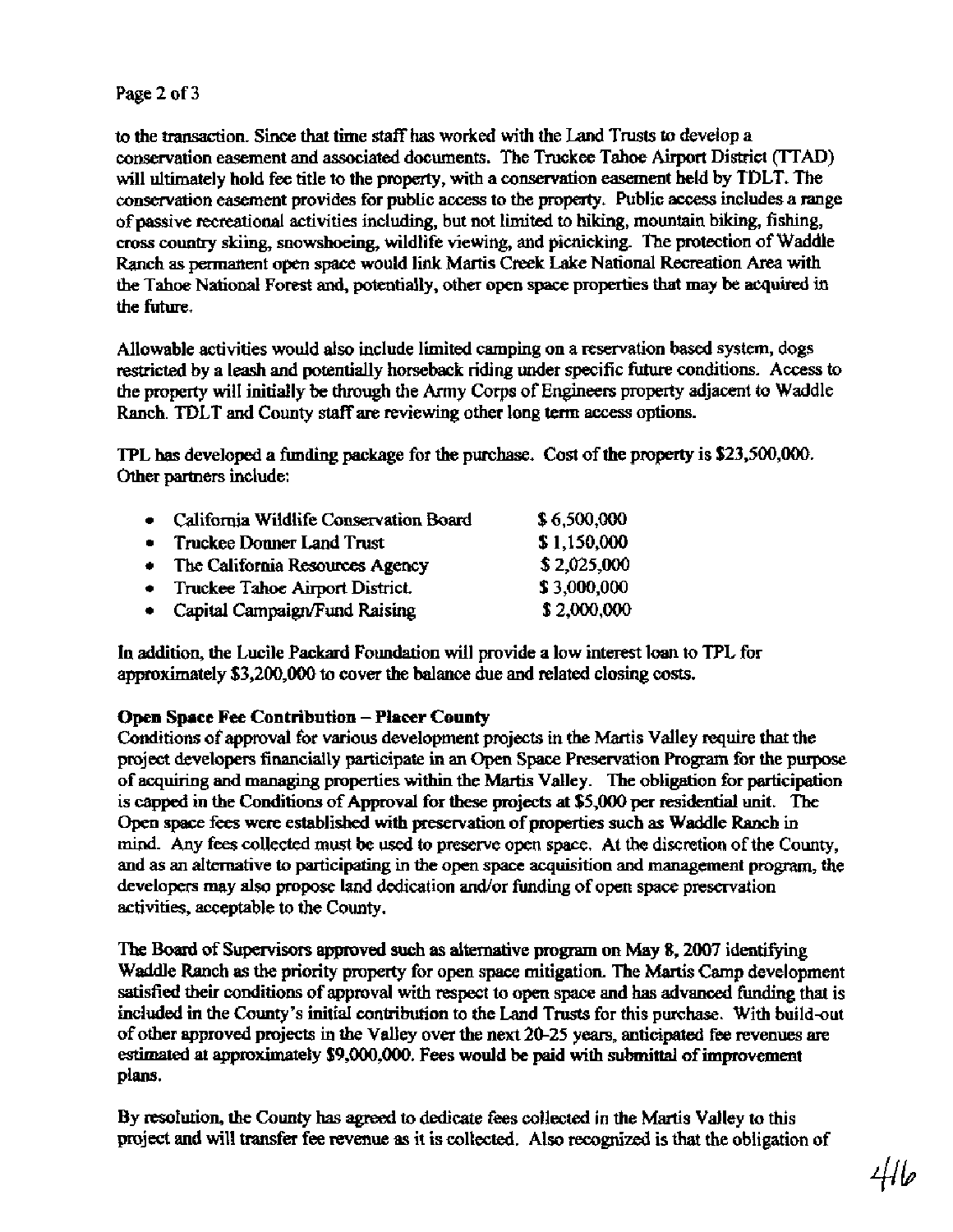to the transaction. Since that time staff has worked with the Land Trusts to develop a conservation easement and associated documents. The Truckee Tahoe Airport District (TTAD) will ultimately hold fee title to the property, with a conservation easement held by TDLT. The conservation easement provides for public access to the property. Public access includes a range of passive recreational activities including, but not limited to hiking, mountain biking, fishing, cross country skiing, snowshoeing, wildlife viewing, and picnicking. The protection of Waddle Ranch as permanent open space would link Martis Creek Lake National Recreation Area with the Tahoe National Forest and, potentially, other open space properties that may be acquired in the future.

Allowable activities would also include limited camping on a reservation based system, dogs restricted by a leash and potentially horseback riding under specific future conditions. Access to the property will initially be through the Army Corps of Engineers property adjacent to Waddle Ranch. TDLT and County staff are reviewing other long term access options.

TPL has developed a funding package for the purchase. Cost of the property is $23,500,000. Other partners include:

- California Wildlife Conservation Board $ 6,500,000
- Truckee Donner Land Trust $ 1,150,000
- The California Resources Agency $ 2,025,000
- Truckee Tahoe Airport District. $ 3,000,000
- Capital Campaign/Fund Raising $ 2,000,000

In addition, the Lucile Packard Foundation will provide a low interest loan to TPL for approximately $3,200,000 to cover the balance due and related closing costs.

**Open Space Fee Contribution – Placer County**

Conditions of approval for various development projects in the Martis Valley require that the project developers financially participate in an Open Space Preservation Program for the purpose of acquiring and managing properties within the Martis Valley. The obligation for participation is capped in the Conditions of Approval for these projects at $5,000 per residential unit. The Open space fees were established with preservation of properties such as Waddle Ranch in mind. Any fees collected must be used to preserve open space. At the discretion of the County, and as an alternative to participating in the open space acquisition and management program, the developers may also propose land dedication and/or funding of open space preservation activities, acceptable to the County.

The Board of Supervisors approved such as alternative program on May 8, 2007 identifying Waddle Ranch as the priority property for open space mitigation. The Martis Camp development satisfied their conditions of approval with respect to open space and has advanced funding that is included in the County's initial contribution to the Land Trusts for this purchase. With build-out of other approved projects in the Valley over the next 20-25 years, anticipated fee revenues are estimated at approximately $9,000,000. Fees would be paid with submittal of improvement plans.

By resolution, the County has agreed to dedicate fees collected in the Martis Valley to this project and will transfer fee revenue as it is collected. Also recognized is that the obligation of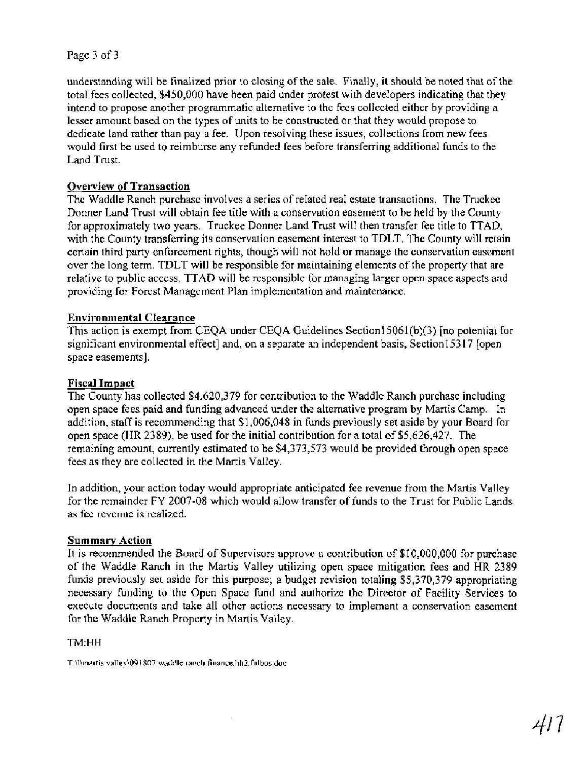understanding will be finalized prior to closing of the sale. Finally, it should be noted that of the total fees collected, $450,000 have been paid under protest with developers indicating that they intend to propose another programmatic alternative to the fees collected either by providing a lesser amount based on the types of units to be constructed or that they would propose to dedicate land rather than pay a fee. Upon resolving these issues, collections from new fees would first be used to reimburse any refunded fees before transferring additional funds to the Land Trust.

**Overview of Transaction**

The Waddle Ranch purchase involves a series of related real estate transactions. The Truckee Donner Land Trust will obtain fee title with a conservation easement to be held by the County for approximately two years. Truckee Donner Land Trust will then transfer fee title to TTAD, with the County transferring its conservation easement interest to TDLT. The County will retain certain third party enforcement rights, though will not hold or manage the conservation easement over the long term. TDLT will be responsible for maintaining elements of the property that are relative to public access. TTAD will be responsible for managing larger open space aspects and providing for Forest Management Plan implementation and maintenance.

**Environmental Clearance**

This action is exempt from CEQA under CEQA Guidelines Section15061(b)(3) [no potential for significant environmental effect] and, on a separate an independent basis, Section15317 [open space easements].

**Fiscal Impact**

The County has collected $4,620,379 for contribution to the Waddle Ranch purchase including open space fees paid and funding advanced under the alternative program by Martis Camp. In addition, staff is recommending that $1,006,048 in funds previously set aside by your Board for open space (HR 2389), be used for the initial contribution for a total of $5,626,427. The remaining amount, currently estimated to be $4,373,573 would be provided through open space fees as they are collected in the Martis Valley.

In addition, your action today would appropriate anticipated fee revenue from the Martis Valley for the remainder FY 2007-08 which would allow transfer of funds to the Trust for Public Lands as fee revenue is realized.

**Summary Action**

It is recommended the Board of Supervisors approve a contribution of $10,000,000 for purchase of the Waddle Ranch in the Martis Valley utilizing open space mitigation fees and HR 2389 funds previously set aside for this purpose; a budget revision totaling $5,370,379 appropriating necessary funding to the Open Space fund and authorize the Director of Facility Services to execute documents and take all other actions necessary to implement a conservation easement for the Waddle Ranch Property in Martis Valley.

TM:HH

T:\ll\martis valley\091807.waddle ranch finance.hh2.fnlbos.doc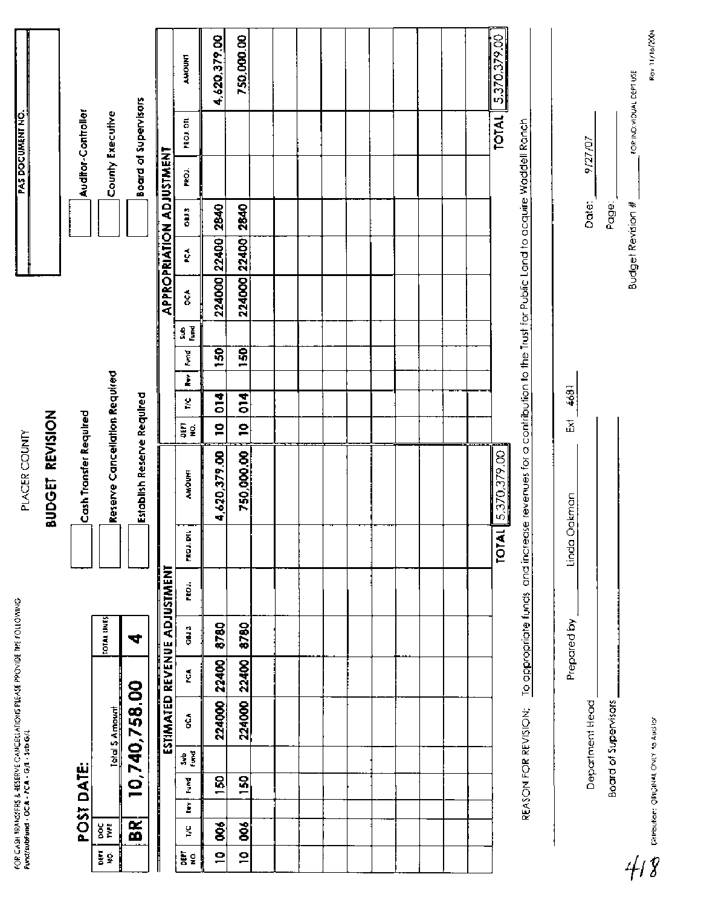FOR CASH TRANSFERS & RESERVE CANCELLATIONS PLEASE PROVIDE THE FOLLOWING
Fund/subfund - OCA - PCA - G/L - Sub G/L

PLACER COUNTY

# BUDGET REVISION

PAS DOCUMENT NO.

## POST DATE:

| DEPT NO. | DOC TYPE | Total $ Amount | TOTAL LINES |
|---|---|---|---|
| | BR | 10,740,758.00 | 4 |

☐ Cash Transfer Required
☐ Reserve Cancellation Required
☐ Establish Reserve Required

☐ Auditor-Controller
☐ County Executive
☐ Board of Supervisors

### ESTIMATED REVENUE ADJUSTMENT

| DEPT NO. | T/C | Rev | Fund | Sub Fund | OCA | PCA | OBJ 3 | PROJ. | PROJ. DTL | AMOUNT |
|---|---|---|---|---|---|---|---|---|---|---|
| 10 | 006 | | 150 | | 224000 | 22400 | 8780 | | | 4,620,379.00 |
| 10 | 006 | | 150 | | 224000 | 22400 | 8780 | | | 750,000.00 |
| | | | | | | | | | TOTAL | 5,370,379.00 |

### APPROPRIATION ADJUSTMENT

| DEPT NO. | T/C | Rev | Fund | Sub Fund | OCA | PCA | OBJ 3 | PROJ. | PROJ. DTL | AMOUNT |
|---|---|---|---|---|---|---|---|---|---|---|
| 10 | 014 | | 150 | | 224000 | 22400 | 2840 | | | 4,620,379.00 |
| 10 | 014 | | 150 | | 224000 | 22400 | 2840 | | | 750,000.00 |
| | | | | | | | | | TOTAL | 5,370,379.00 |

REASON FOR REVISION: To appropriate funds and increase revenues for a contribution to the Trust for Public Land to acquire Waddell Ranch

Prepared by Linda Oakman Ext 4681

Department Head ______________________ Date: 9/27/07

Board of Supervisors ______________________ Page: ______

Budget Revision # ______ FOR INDIVIDUAL DEPT USE

Distribution: ORIGINAL ONLY to Auditor

Rev 11/16/2004

418